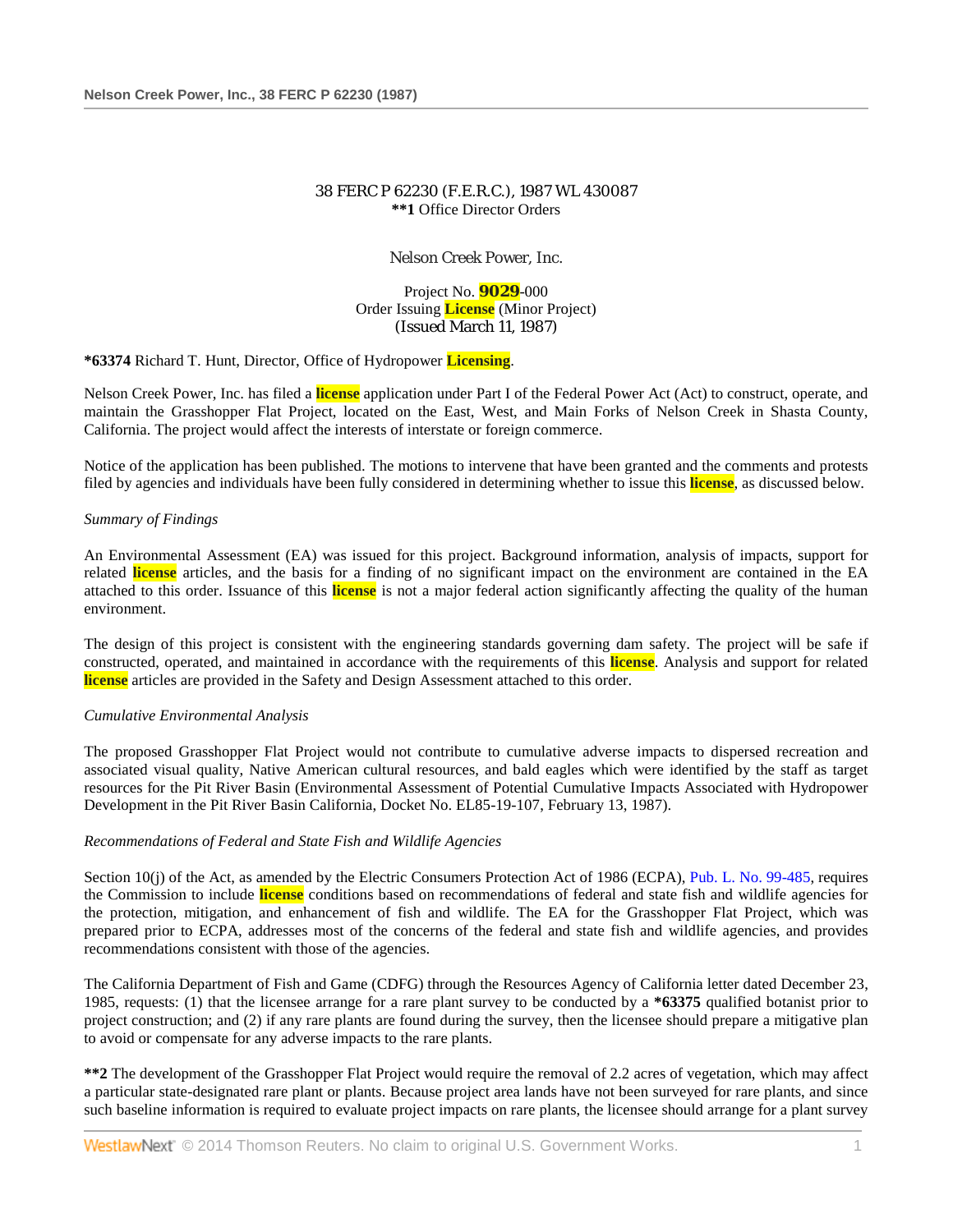38 FERC P 62230 (F.E.R.C.), 1987 WL 430087
**\*\*1** Office Director Orders

Nelson Creek Power, Inc.

Project No. 9029-000
Order Issuing License (Minor Project)
(Issued March 11, 1987)

**\*63374** Richard T. Hunt, Director, Office of Hydropower Licensing.

Nelson Creek Power, Inc. has filed a license application under Part I of the Federal Power Act (Act) to construct, operate, and maintain the Grasshopper Flat Project, located on the East, West, and Main Forks of Nelson Creek in Shasta County, California. The project would affect the interests of interstate or foreign commerce.

Notice of the application has been published. The motions to intervene that have been granted and the comments and protests filed by agencies and individuals have been fully considered in determining whether to issue this license, as discussed below.

*Summary of Findings*

An Environmental Assessment (EA) was issued for this project. Background information, analysis of impacts, support for related license articles, and the basis for a finding of no significant impact on the environment are contained in the EA attached to this order. Issuance of this license is not a major federal action significantly affecting the quality of the human environment.

The design of this project is consistent with the engineering standards governing dam safety. The project will be safe if constructed, operated, and maintained in accordance with the requirements of this license. Analysis and support for related license articles are provided in the Safety and Design Assessment attached to this order.

*Cumulative Environmental Analysis*

The proposed Grasshopper Flat Project would not contribute to cumulative adverse impacts to dispersed recreation and associated visual quality, Native American cultural resources, and bald eagles which were identified by the staff as target resources for the Pit River Basin (Environmental Assessment of Potential Cumulative Impacts Associated with Hydropower Development in the Pit River Basin California, Docket No. EL85-19-107, February 13, 1987).

*Recommendations of Federal and State Fish and Wildlife Agencies*

Section 10(j) of the Act, as amended by the Electric Consumers Protection Act of 1986 (ECPA), Pub. L. No. 99-485, requires the Commission to include license conditions based on recommendations of federal and state fish and wildlife agencies for the protection, mitigation, and enhancement of fish and wildlife. The EA for the Grasshopper Flat Project, which was prepared prior to ECPA, addresses most of the concerns of the federal and state fish and wildlife agencies, and provides recommendations consistent with those of the agencies.

The California Department of Fish and Game (CDFG) through the Resources Agency of California letter dated December 23, 1985, requests: (1) that the licensee arrange for a rare plant survey to be conducted by a **\*63375** qualified botanist prior to project construction; and (2) if any rare plants are found during the survey, then the licensee should prepare a mitigative plan to avoid or compensate for any adverse impacts to the rare plants.

**\*\*2** The development of the Grasshopper Flat Project would require the removal of 2.2 acres of vegetation, which may affect a particular state-designated rare plant or plants. Because project area lands have not been surveyed for rare plants, and since such baseline information is required to evaluate project impacts on rare plants, the licensee should arrange for a plant survey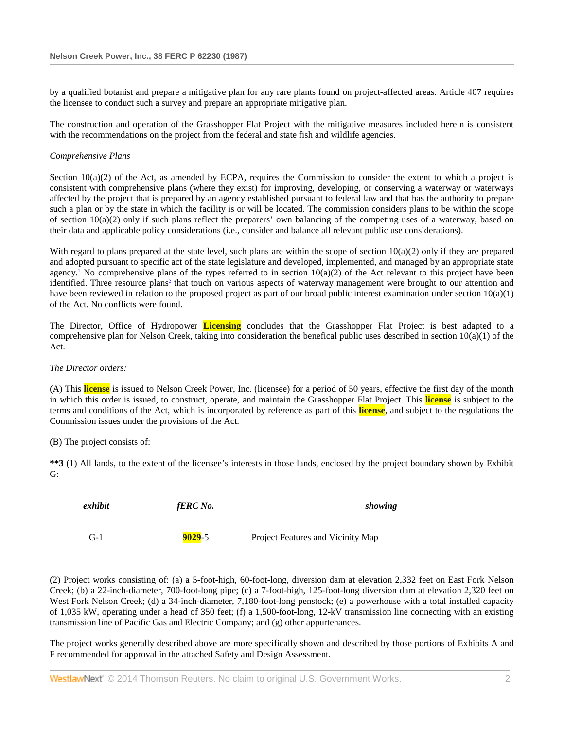by a qualified botanist and prepare a mitigative plan for any rare plants found on project-affected areas. Article 407 requires the licensee to conduct such a survey and prepare an appropriate mitigative plan.

The construction and operation of the Grasshopper Flat Project with the mitigative measures included herein is consistent with the recommendations on the project from the federal and state fish and wildlife agencies.

*Comprehensive Plans*

Section 10(a)(2) of the Act, as amended by ECPA, requires the Commission to consider the extent to which a project is consistent with comprehensive plans (where they exist) for improving, developing, or conserving a waterway or waterways affected by the project that is prepared by an agency established pursuant to federal law and that has the authority to prepare such a plan or by the state in which the facility is or will be located. The commission considers plans to be within the scope of section 10(a)(2) only if such plans reflect the preparers' own balancing of the competing uses of a waterway, based on their data and applicable policy considerations (i.e., consider and balance all relevant public use considerations).

With regard to plans prepared at the state level, such plans are within the scope of section 10(a)(2) only if they are prepared and adopted pursuant to specific act of the state legislature and developed, implemented, and managed by an appropriate state agency.[1] No comprehensive plans of the types referred to in section 10(a)(2) of the Act relevant to this project have been identified. Three resource plans[2] that touch on various aspects of waterway management were brought to our attention and have been reviewed in relation to the proposed project as part of our broad public interest examination under section 10(a)(1) of the Act. No conflicts were found.

The Director, Office of Hydropower Licensing concludes that the Grasshopper Flat Project is best adapted to a comprehensive plan for Nelson Creek, taking into consideration the benefical public uses described in section 10(a)(1) of the Act.

*The Director orders:*

(A) This license is issued to Nelson Creek Power, Inc. (licensee) for a period of 50 years, effective the first day of the month in which this order is issued, to construct, operate, and maintain the Grasshopper Flat Project. This license is subject to the terms and conditions of the Act, which is incorporated by reference as part of this license, and subject to the regulations the Commission issues under the provisions of the Act.

(B) The project consists of:

**\*\*3** (1) All lands, to the extent of the licensee's interests in those lands, enclosed by the project boundary shown by Exhibit G:

| *exhibit* | *fERC No.* | *showing* |
|---|---|---|
| G-1 | 9029-5 | Project Features and Vicinity Map |

(2) Project works consisting of: (a) a 5-foot-high, 60-foot-long, diversion dam at elevation 2,332 feet on East Fork Nelson Creek; (b) a 22-inch-diameter, 700-foot-long pipe; (c) a 7-foot-high, 125-foot-long diversion dam at elevation 2,320 feet on West Fork Nelson Creek; (d) a 34-inch-diameter, 7,180-foot-long penstock; (e) a powerhouse with a total installed capacity of 1,035 kW, operating under a head of 350 feet; (f) a 1,500-foot-long, 12-kV transmission line connecting with an existing transmission line of Pacific Gas and Electric Company; and (g) other appurtenances.

The project works generally described above are more specifically shown and described by those portions of Exhibits A and F recommended for approval in the attached Safety and Design Assessment.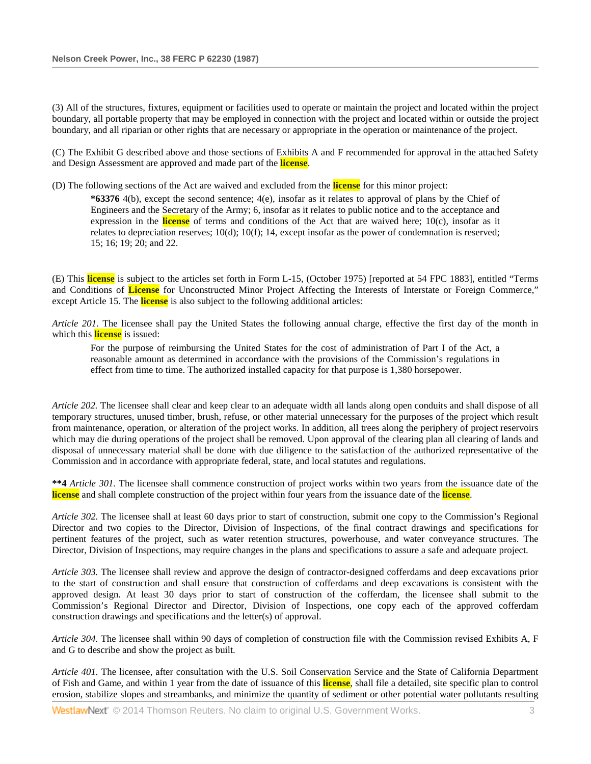(3) All of the structures, fixtures, equipment or facilities used to operate or maintain the project and located within the project boundary, all portable property that may be employed in connection with the project and located within or outside the project boundary, and all riparian or other rights that are necessary or appropriate in the operation or maintenance of the project.

(C) The Exhibit G described above and those sections of Exhibits A and F recommended for approval in the attached Safety and Design Assessment are approved and made part of the license.

(D) The following sections of the Act are waived and excluded from the license for this minor project:

> **\*63376** 4(b), except the second sentence; 4(e), insofar as it relates to approval of plans by the Chief of Engineers and the Secretary of the Army; 6, insofar as it relates to public notice and to the acceptance and expression in the license of terms and conditions of the Act that are waived here; 10(c), insofar as it relates to depreciation reserves; 10(d); 10(f); 14, except insofar as the power of condemnation is reserved; 15; 16; 19; 20; and 22.

(E) This license is subject to the articles set forth in Form L-15, (October 1975) [reported at 54 FPC 1883], entitled "Terms and Conditions of License for Unconstructed Minor Project Affecting the Interests of Interstate or Foreign Commerce," except Article 15. The license is also subject to the following additional articles:

*Article 201*. The licensee shall pay the United States the following annual charge, effective the first day of the month in which this license is issued:

> For the purpose of reimbursing the United States for the cost of administration of Part I of the Act, a reasonable amount as determined in accordance with the provisions of the Commission's regulations in effect from time to time. The authorized installed capacity for that purpose is 1,380 horsepower.

*Article 202.* The licensee shall clear and keep clear to an adequate width all lands along open conduits and shall dispose of all temporary structures, unused timber, brush, refuse, or other material unnecessary for the purposes of the project which result from maintenance, operation, or alteration of the project works. In addition, all trees along the periphery of project reservoirs which may die during operations of the project shall be removed. Upon approval of the clearing plan all clearing of lands and disposal of unnecessary material shall be done with due diligence to the satisfaction of the authorized representative of the Commission and in accordance with appropriate federal, state, and local statutes and regulations.

**\*\*4** *Article 301.* The licensee shall commence construction of project works within two years from the issuance date of the license and shall complete construction of the project within four years from the issuance date of the license.

*Article 302.* The licensee shall at least 60 days prior to start of construction, submit one copy to the Commission's Regional Director and two copies to the Director, Division of Inspections, of the final contract drawings and specifications for pertinent features of the project, such as water retention structures, powerhouse, and water conveyance structures. The Director, Division of Inspections, may require changes in the plans and specifications to assure a safe and adequate project.

*Article 303.* The licensee shall review and approve the design of contractor-designed cofferdams and deep excavations prior to the start of construction and shall ensure that construction of cofferdams and deep excavations is consistent with the approved design. At least 30 days prior to start of construction of the cofferdam, the licensee shall submit to the Commission's Regional Director and Director, Division of Inspections, one copy each of the approved cofferdam construction drawings and specifications and the letter(s) of approval.

*Article 304.* The licensee shall within 90 days of completion of construction file with the Commission revised Exhibits A, F and G to describe and show the project as built.

*Article 401.* The licensee, after consultation with the U.S. Soil Conservation Service and the State of California Department of Fish and Game, and within 1 year from the date of issuance of this license, shall file a detailed, site specific plan to control erosion, stabilize slopes and streambanks, and minimize the quantity of sediment or other potential water pollutants resulting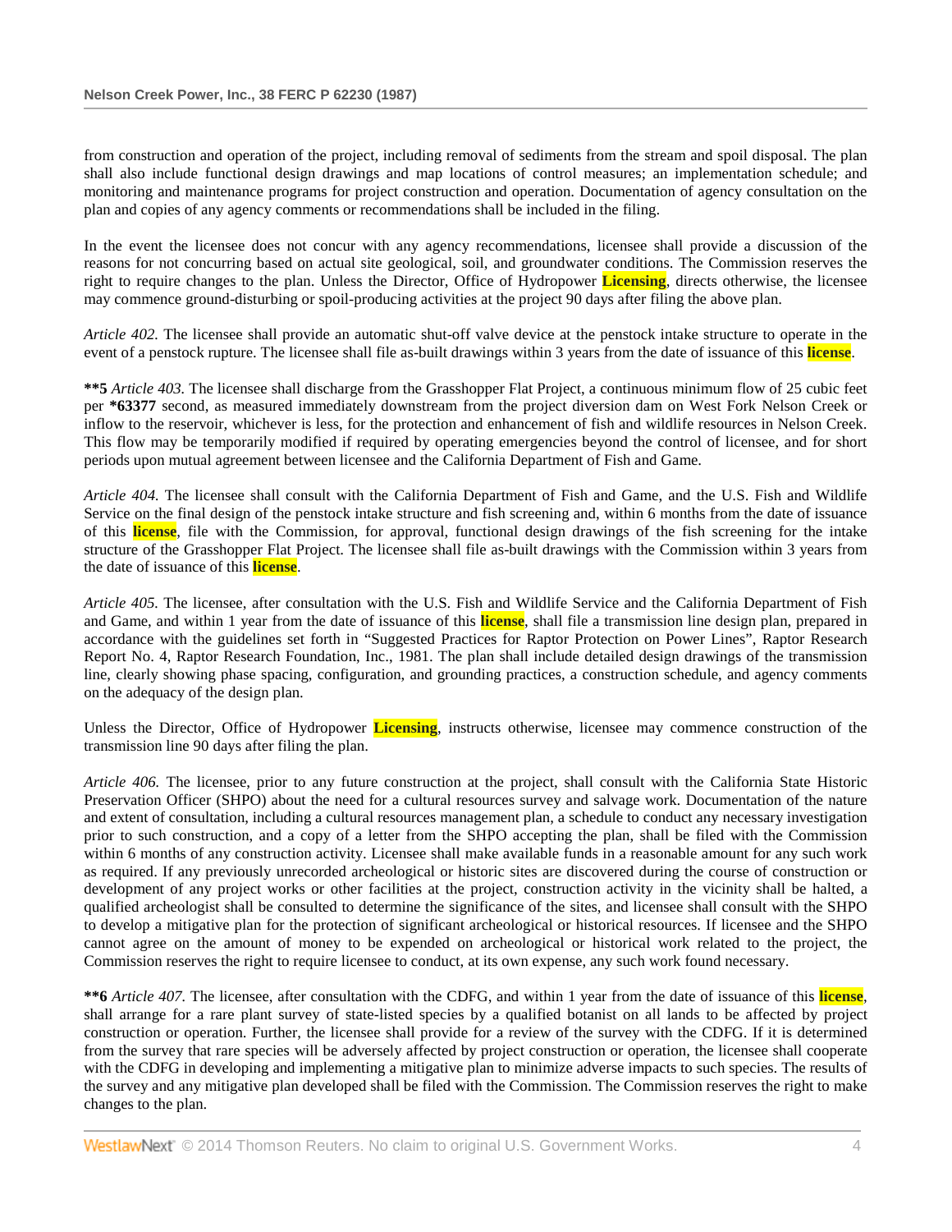from construction and operation of the project, including removal of sediments from the stream and spoil disposal. The plan shall also include functional design drawings and map locations of control measures; an implementation schedule; and monitoring and maintenance programs for project construction and operation. Documentation of agency consultation on the plan and copies of any agency comments or recommendations shall be included in the filing.

In the event the licensee does not concur with any agency recommendations, licensee shall provide a discussion of the reasons for not concurring based on actual site geological, soil, and groundwater conditions. The Commission reserves the right to require changes to the plan. Unless the Director, Office of Hydropower Licensing, directs otherwise, the licensee may commence ground-disturbing or spoil-producing activities at the project 90 days after filing the above plan.

*Article 402.* The licensee shall provide an automatic shut-off valve device at the penstock intake structure to operate in the event of a penstock rupture. The licensee shall file as-built drawings within 3 years from the date of issuance of this license.

**\*\*5** *Article 403.* The licensee shall discharge from the Grasshopper Flat Project, a continuous minimum flow of 25 cubic feet per **\*63377** second, as measured immediately downstream from the project diversion dam on West Fork Nelson Creek or inflow to the reservoir, whichever is less, for the protection and enhancement of fish and wildlife resources in Nelson Creek. This flow may be temporarily modified if required by operating emergencies beyond the control of licensee, and for short periods upon mutual agreement between licensee and the California Department of Fish and Game.

*Article 404.* The licensee shall consult with the California Department of Fish and Game, and the U.S. Fish and Wildlife Service on the final design of the penstock intake structure and fish screening and, within 6 months from the date of issuance of this license, file with the Commission, for approval, functional design drawings of the fish screening for the intake structure of the Grasshopper Flat Project. The licensee shall file as-built drawings with the Commission within 3 years from the date of issuance of this license.

*Article 405.* The licensee, after consultation with the U.S. Fish and Wildlife Service and the California Department of Fish and Game, and within 1 year from the date of issuance of this license, shall file a transmission line design plan, prepared in accordance with the guidelines set forth in "Suggested Practices for Raptor Protection on Power Lines", Raptor Research Report No. 4, Raptor Research Foundation, Inc., 1981. The plan shall include detailed design drawings of the transmission line, clearly showing phase spacing, configuration, and grounding practices, a construction schedule, and agency comments on the adequacy of the design plan.

Unless the Director, Office of Hydropower Licensing, instructs otherwise, licensee may commence construction of the transmission line 90 days after filing the plan.

*Article 406.* The licensee, prior to any future construction at the project, shall consult with the California State Historic Preservation Officer (SHPO) about the need for a cultural resources survey and salvage work. Documentation of the nature and extent of consultation, including a cultural resources management plan, a schedule to conduct any necessary investigation prior to such construction, and a copy of a letter from the SHPO accepting the plan, shall be filed with the Commission within 6 months of any construction activity. Licensee shall make available funds in a reasonable amount for any such work as required. If any previously unrecorded archeological or historic sites are discovered during the course of construction or development of any project works or other facilities at the project, construction activity in the vicinity shall be halted, a qualified archeologist shall be consulted to determine the significance of the sites, and licensee shall consult with the SHPO to develop a mitigative plan for the protection of significant archeological or historical resources. If licensee and the SHPO cannot agree on the amount of money to be expended on archeological or historical work related to the project, the Commission reserves the right to require licensee to conduct, at its own expense, any such work found necessary.

**\*\*6** *Article 407.* The licensee, after consultation with the CDFG, and within 1 year from the date of issuance of this license, shall arrange for a rare plant survey of state-listed species by a qualified botanist on all lands to be affected by project construction or operation. Further, the licensee shall provide for a review of the survey with the CDFG. If it is determined from the survey that rare species will be adversely affected by project construction or operation, the licensee shall cooperate with the CDFG in developing and implementing a mitigative plan to minimize adverse impacts to such species. The results of the survey and any mitigative plan developed shall be filed with the Commission. The Commission reserves the right to make changes to the plan.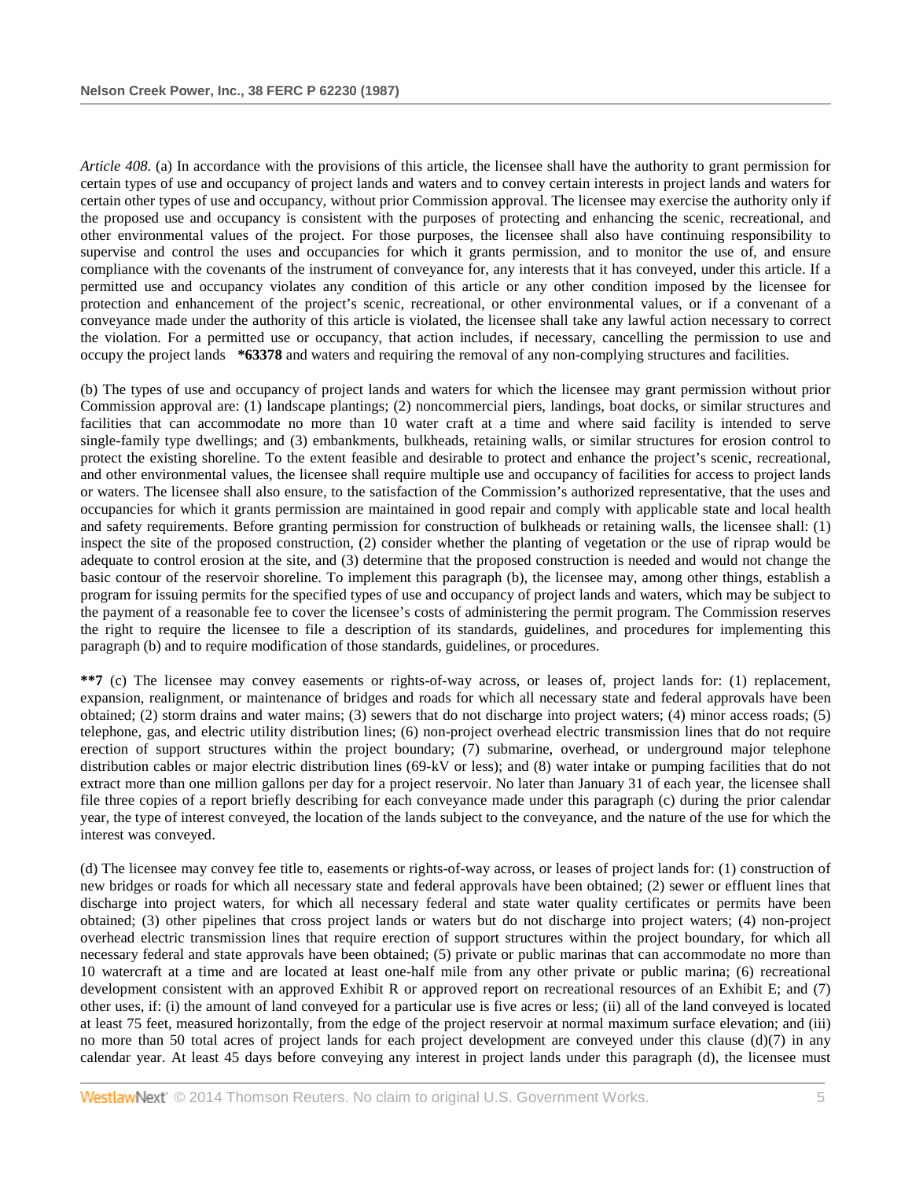*Article 408.* (a) In accordance with the provisions of this article, the licensee shall have the authority to grant permission for certain types of use and occupancy of project lands and waters and to convey certain interests in project lands and waters for certain other types of use and occupancy, without prior Commission approval. The licensee may exercise the authority only if the proposed use and occupancy is consistent with the purposes of protecting and enhancing the scenic, recreational, and other environmental values of the project. For those purposes, the licensee shall also have continuing responsibility to supervise and control the uses and occupancies for which it grants permission, and to monitor the use of, and ensure compliance with the covenants of the instrument of conveyance for, any interests that it has conveyed, under this article. If a permitted use and occupancy violates any condition of this article or any other condition imposed by the licensee for protection and enhancement of the project's scenic, recreational, or other environmental values, or if a convenant of a conveyance made under the authority of this article is violated, the licensee shall take any lawful action necessary to correct the violation. For a permitted use or occupancy, that action includes, if necessary, cancelling the permission to use and occupy the project lands **\*63378** and waters and requiring the removal of any non-complying structures and facilities.

(b) The types of use and occupancy of project lands and waters for which the licensee may grant permission without prior Commission approval are: (1) landscape plantings; (2) noncommercial piers, landings, boat docks, or similar structures and facilities that can accommodate no more than 10 water craft at a time and where said facility is intended to serve single-family type dwellings; and (3) embankments, bulkheads, retaining walls, or similar structures for erosion control to protect the existing shoreline. To the extent feasible and desirable to protect and enhance the project's scenic, recreational, and other environmental values, the licensee shall require multiple use and occupancy of facilities for access to project lands or waters. The licensee shall also ensure, to the satisfaction of the Commission's authorized representative, that the uses and occupancies for which it grants permission are maintained in good repair and comply with applicable state and local health and safety requirements. Before granting permission for construction of bulkheads or retaining walls, the licensee shall: (1) inspect the site of the proposed construction, (2) consider whether the planting of vegetation or the use of riprap would be adequate to control erosion at the site, and (3) determine that the proposed construction is needed and would not change the basic contour of the reservoir shoreline. To implement this paragraph (b), the licensee may, among other things, establish a program for issuing permits for the specified types of use and occupancy of project lands and waters, which may be subject to the payment of a reasonable fee to cover the licensee's costs of administering the permit program. The Commission reserves the right to require the licensee to file a description of its standards, guidelines, and procedures for implementing this paragraph (b) and to require modification of those standards, guidelines, or procedures.

**\*\*7** (c) The licensee may convey easements or rights-of-way across, or leases of, project lands for: (1) replacement, expansion, realignment, or maintenance of bridges and roads for which all necessary state and federal approvals have been obtained; (2) storm drains and water mains; (3) sewers that do not discharge into project waters; (4) minor access roads; (5) telephone, gas, and electric utility distribution lines; (6) non-project overhead electric transmission lines that do not require erection of support structures within the project boundary; (7) submarine, overhead, or underground major telephone distribution cables or major electric distribution lines (69-kV or less); and (8) water intake or pumping facilities that do not extract more than one million gallons per day for a project reservoir. No later than January 31 of each year, the licensee shall file three copies of a report briefly describing for each conveyance made under this paragraph (c) during the prior calendar year, the type of interest conveyed, the location of the lands subject to the conveyance, and the nature of the use for which the interest was conveyed.

(d) The licensee may convey fee title to, easements or rights-of-way across, or leases of project lands for: (1) construction of new bridges or roads for which all necessary state and federal approvals have been obtained; (2) sewer or effluent lines that discharge into project waters, for which all necessary federal and state water quality certificates or permits have been obtained; (3) other pipelines that cross project lands or waters but do not discharge into project waters; (4) non-project overhead electric transmission lines that require erection of support structures within the project boundary, for which all necessary federal and state approvals have been obtained; (5) private or public marinas that can accommodate no more than 10 watercraft at a time and are located at least one-half mile from any other private or public marina; (6) recreational development consistent with an approved Exhibit R or approved report on recreational resources of an Exhibit E; and (7) other uses, if: (i) the amount of land conveyed for a particular use is five acres or less; (ii) all of the land conveyed is located at least 75 feet, measured horizontally, from the edge of the project reservoir at normal maximum surface elevation; and (iii) no more than 50 total acres of project lands for each project development are conveyed under this clause (d)(7) in any calendar year. At least 45 days before conveying any interest in project lands under this paragraph (d), the licensee must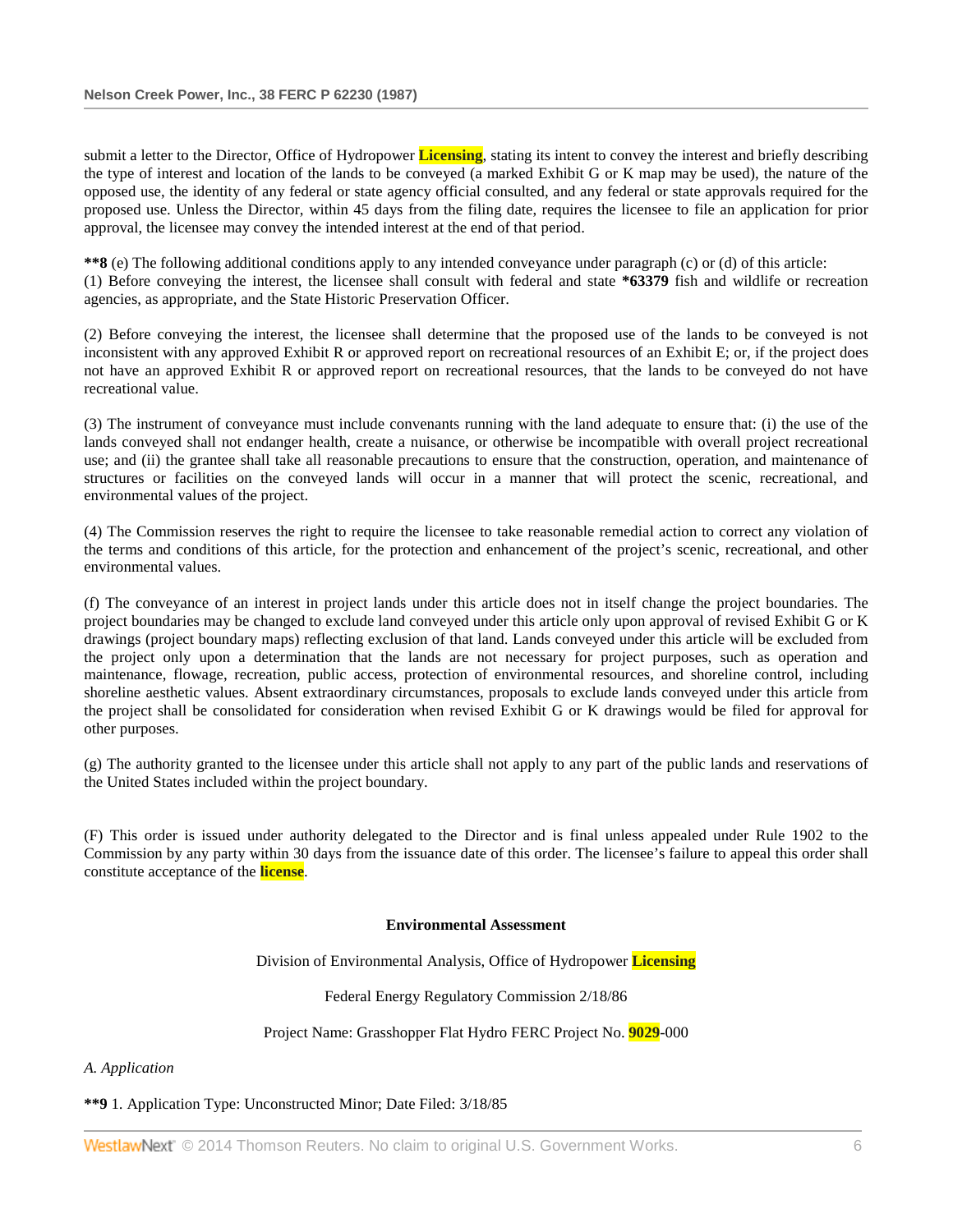submit a letter to the Director, Office of Hydropower Licensing, stating its intent to convey the interest and briefly describing the type of interest and location of the lands to be conveyed (a marked Exhibit G or K map may be used), the nature of the opposed use, the identity of any federal or state agency official consulted, and any federal or state approvals required for the proposed use. Unless the Director, within 45 days from the filing date, requires the licensee to file an application for prior approval, the licensee may convey the intended interest at the end of that period.

**\*\*8** (e) The following additional conditions apply to any intended conveyance under paragraph (c) or (d) of this article:
(1) Before conveying the interest, the licensee shall consult with federal and state **\*63379** fish and wildlife or recreation agencies, as appropriate, and the State Historic Preservation Officer.

(2) Before conveying the interest, the licensee shall determine that the proposed use of the lands to be conveyed is not inconsistent with any approved Exhibit R or approved report on recreational resources of an Exhibit E; or, if the project does not have an approved Exhibit R or approved report on recreational resources, that the lands to be conveyed do not have recreational value.

(3) The instrument of conveyance must include convenants running with the land adequate to ensure that: (i) the use of the lands conveyed shall not endanger health, create a nuisance, or otherwise be incompatible with overall project recreational use; and (ii) the grantee shall take all reasonable precautions to ensure that the construction, operation, and maintenance of structures or facilities on the conveyed lands will occur in a manner that will protect the scenic, recreational, and environmental values of the project.

(4) The Commission reserves the right to require the licensee to take reasonable remedial action to correct any violation of the terms and conditions of this article, for the protection and enhancement of the project's scenic, recreational, and other environmental values.

(f) The conveyance of an interest in project lands under this article does not in itself change the project boundaries. The project boundaries may be changed to exclude land conveyed under this article only upon approval of revised Exhibit G or K drawings (project boundary maps) reflecting exclusion of that land. Lands conveyed under this article will be excluded from the project only upon a determination that the lands are not necessary for project purposes, such as operation and maintenance, flowage, recreation, public access, protection of environmental resources, and shoreline control, including shoreline aesthetic values. Absent extraordinary circumstances, proposals to exclude lands conveyed under this article from the project shall be consolidated for consideration when revised Exhibit G or K drawings would be filed for approval for other purposes.

(g) The authority granted to the licensee under this article shall not apply to any part of the public lands and reservations of the United States included within the project boundary.

(F) This order is issued under authority delegated to the Director and is final unless appealed under Rule 1902 to the Commission by any party within 30 days from the issuance date of this order. The licensee's failure to appeal this order shall constitute acceptance of the license.

**Environmental Assessment**

Division of Environmental Analysis, Office of Hydropower Licensing

Federal Energy Regulatory Commission 2/18/86

Project Name: Grasshopper Flat Hydro FERC Project No. 9029-000

*A. Application*

**\*\*9** 1. Application Type: Unconstructed Minor; Date Filed: 3/18/85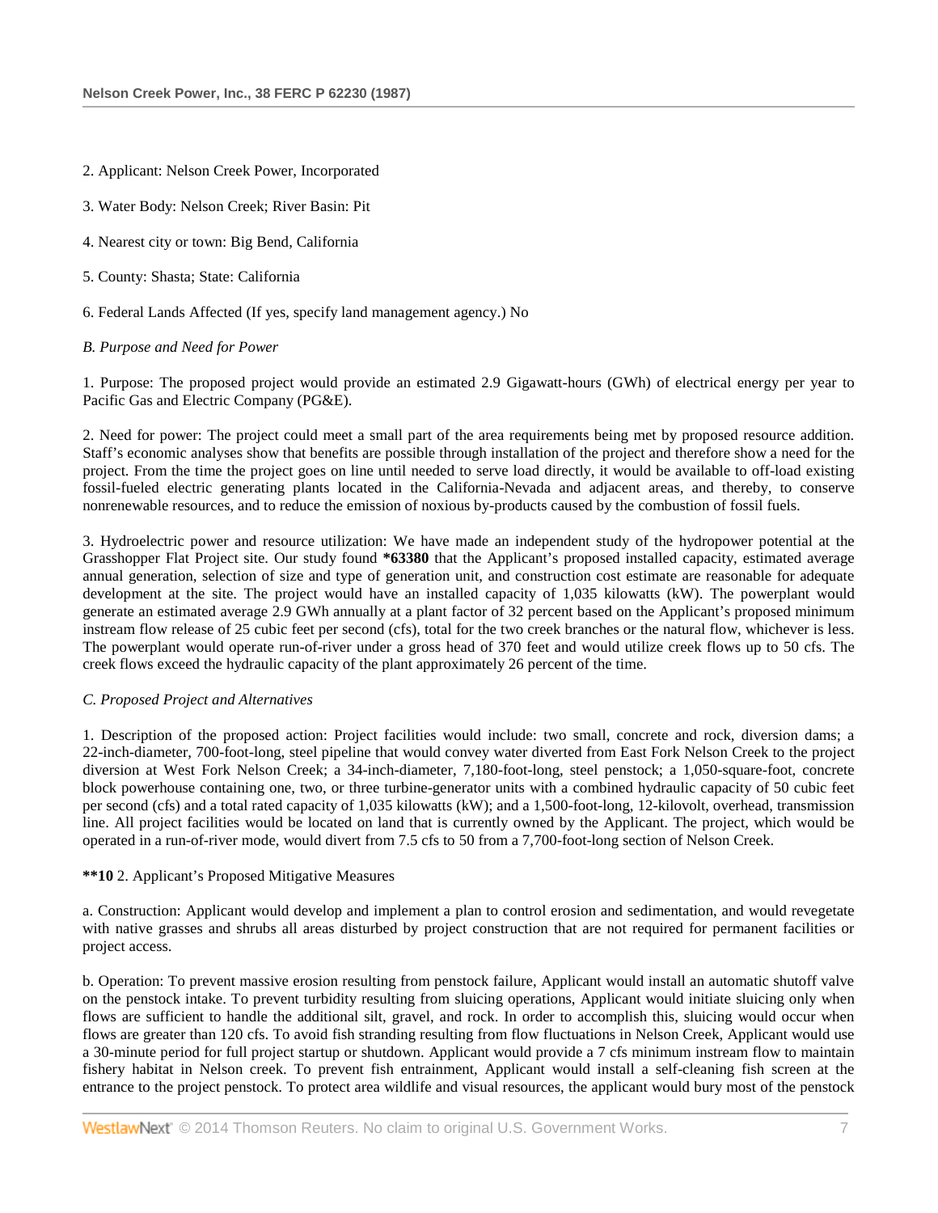2. Applicant: Nelson Creek Power, Incorporated

3. Water Body: Nelson Creek; River Basin: Pit

4. Nearest city or town: Big Bend, California

5. County: Shasta; State: California

6. Federal Lands Affected (If yes, specify land management agency.) No

*B. Purpose and Need for Power*

1. Purpose: The proposed project would provide an estimated 2.9 Gigawatt-hours (GWh) of electrical energy per year to Pacific Gas and Electric Company (PG&E).

2. Need for power: The project could meet a small part of the area requirements being met by proposed resource addition. Staff's economic analyses show that benefits are possible through installation of the project and therefore show a need for the project. From the time the project goes on line until needed to serve load directly, it would be available to off-load existing fossil-fueled electric generating plants located in the California-Nevada and adjacent areas, and thereby, to conserve nonrenewable resources, and to reduce the emission of noxious by-products caused by the combustion of fossil fuels.

3. Hydroelectric power and resource utilization: We have made an independent study of the hydropower potential at the Grasshopper Flat Project site. Our study found **\*63380** that the Applicant's proposed installed capacity, estimated average annual generation, selection of size and type of generation unit, and construction cost estimate are reasonable for adequate development at the site. The project would have an installed capacity of 1,035 kilowatts (kW). The powerplant would generate an estimated average 2.9 GWh annually at a plant factor of 32 percent based on the Applicant's proposed minimum instream flow release of 25 cubic feet per second (cfs), total for the two creek branches or the natural flow, whichever is less. The powerplant would operate run-of-river under a gross head of 370 feet and would utilize creek flows up to 50 cfs. The creek flows exceed the hydraulic capacity of the plant approximately 26 percent of the time.

*C. Proposed Project and Alternatives*

1. Description of the proposed action: Project facilities would include: two small, concrete and rock, diversion dams; a 22-inch-diameter, 700-foot-long, steel pipeline that would convey water diverted from East Fork Nelson Creek to the project diversion at West Fork Nelson Creek; a 34-inch-diameter, 7,180-foot-long, steel penstock; a 1,050-square-foot, concrete block powerhouse containing one, two, or three turbine-generator units with a combined hydraulic capacity of 50 cubic feet per second (cfs) and a total rated capacity of 1,035 kilowatts (kW); and a 1,500-foot-long, 12-kilovolt, overhead, transmission line. All project facilities would be located on land that is currently owned by the Applicant. The project, which would be operated in a run-of-river mode, would divert from 7.5 cfs to 50 from a 7,700-foot-long section of Nelson Creek.

**\*\*10** 2. Applicant's Proposed Mitigative Measures

a. Construction: Applicant would develop and implement a plan to control erosion and sedimentation, and would revegetate with native grasses and shrubs all areas disturbed by project construction that are not required for permanent facilities or project access.

b. Operation: To prevent massive erosion resulting from penstock failure, Applicant would install an automatic shutoff valve on the penstock intake. To prevent turbidity resulting from sluicing operations, Applicant would initiate sluicing only when flows are sufficient to handle the additional silt, gravel, and rock. In order to accomplish this, sluicing would occur when flows are greater than 120 cfs. To avoid fish stranding resulting from flow fluctuations in Nelson Creek, Applicant would use a 30-minute period for full project startup or shutdown. Applicant would provide a 7 cfs minimum instream flow to maintain fishery habitat in Nelson creek. To prevent fish entrainment, Applicant would install a self-cleaning fish screen at the entrance to the project penstock. To protect area wildlife and visual resources, the applicant would bury most of the penstock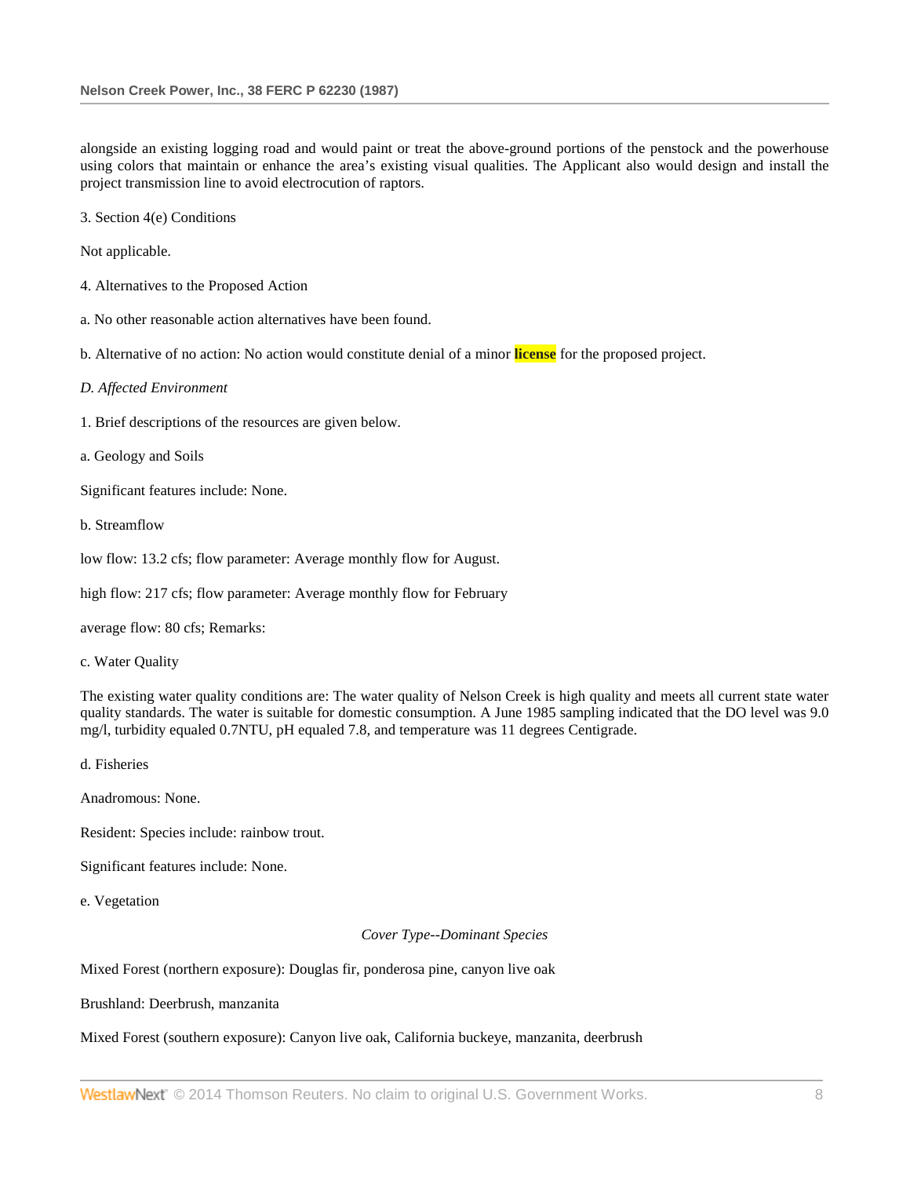alongside an existing logging road and would paint or treat the above-ground portions of the penstock and the powerhouse using colors that maintain or enhance the area's existing visual qualities. The Applicant also would design and install the project transmission line to avoid electrocution of raptors.

3. Section 4(e) Conditions

Not applicable.

4. Alternatives to the Proposed Action

a. No other reasonable action alternatives have been found.

b. Alternative of no action: No action would constitute denial of a minor **license** for the proposed project.

*D. Affected Environment*

1. Brief descriptions of the resources are given below.

a. Geology and Soils

Significant features include: None.

b. Streamflow

low flow: 13.2 cfs; flow parameter: Average monthly flow for August.

high flow: 217 cfs; flow parameter: Average monthly flow for February

average flow: 80 cfs; Remarks:

c. Water Quality

The existing water quality conditions are: The water quality of Nelson Creek is high quality and meets all current state water quality standards. The water is suitable for domestic consumption. A June 1985 sampling indicated that the DO level was 9.0 mg/l, turbidity equaled 0.7NTU, pH equaled 7.8, and temperature was 11 degrees Centigrade.

d. Fisheries

Anadromous: None.

Resident: Species include: rainbow trout.

Significant features include: None.

e. Vegetation

*Cover Type--Dominant Species*

Mixed Forest (northern exposure): Douglas fir, ponderosa pine, canyon live oak

Brushland: Deerbrush, manzanita

Mixed Forest (southern exposure): Canyon live oak, California buckeye, manzanita, deerbrush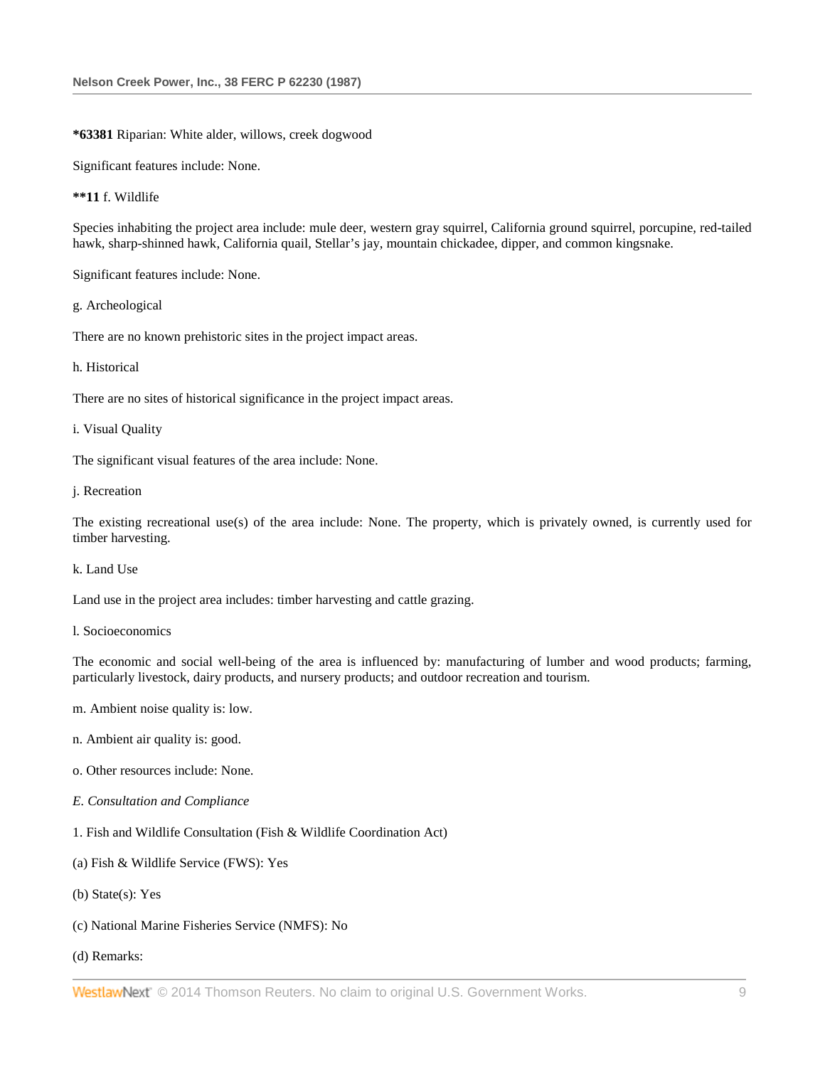**\*63381** Riparian: White alder, willows, creek dogwood

Significant features include: None.

**\*\*11** f. Wildlife

Species inhabiting the project area include: mule deer, western gray squirrel, California ground squirrel, porcupine, red-tailed hawk, sharp-shinned hawk, California quail, Stellar's jay, mountain chickadee, dipper, and common kingsnake.

Significant features include: None.

g. Archeological

There are no known prehistoric sites in the project impact areas.

h. Historical

There are no sites of historical significance in the project impact areas.

i. Visual Quality

The significant visual features of the area include: None.

j. Recreation

The existing recreational use(s) of the area include: None. The property, which is privately owned, is currently used for timber harvesting.

k. Land Use

Land use in the project area includes: timber harvesting and cattle grazing.

l. Socioeconomics

The economic and social well-being of the area is influenced by: manufacturing of lumber and wood products; farming, particularly livestock, dairy products, and nursery products; and outdoor recreation and tourism.

m. Ambient noise quality is: low.

n. Ambient air quality is: good.

o. Other resources include: None.

*E. Consultation and Compliance*

1. Fish and Wildlife Consultation (Fish & Wildlife Coordination Act)

(a) Fish & Wildlife Service (FWS): Yes

(b) State(s): Yes

(c) National Marine Fisheries Service (NMFS): No

(d) Remarks: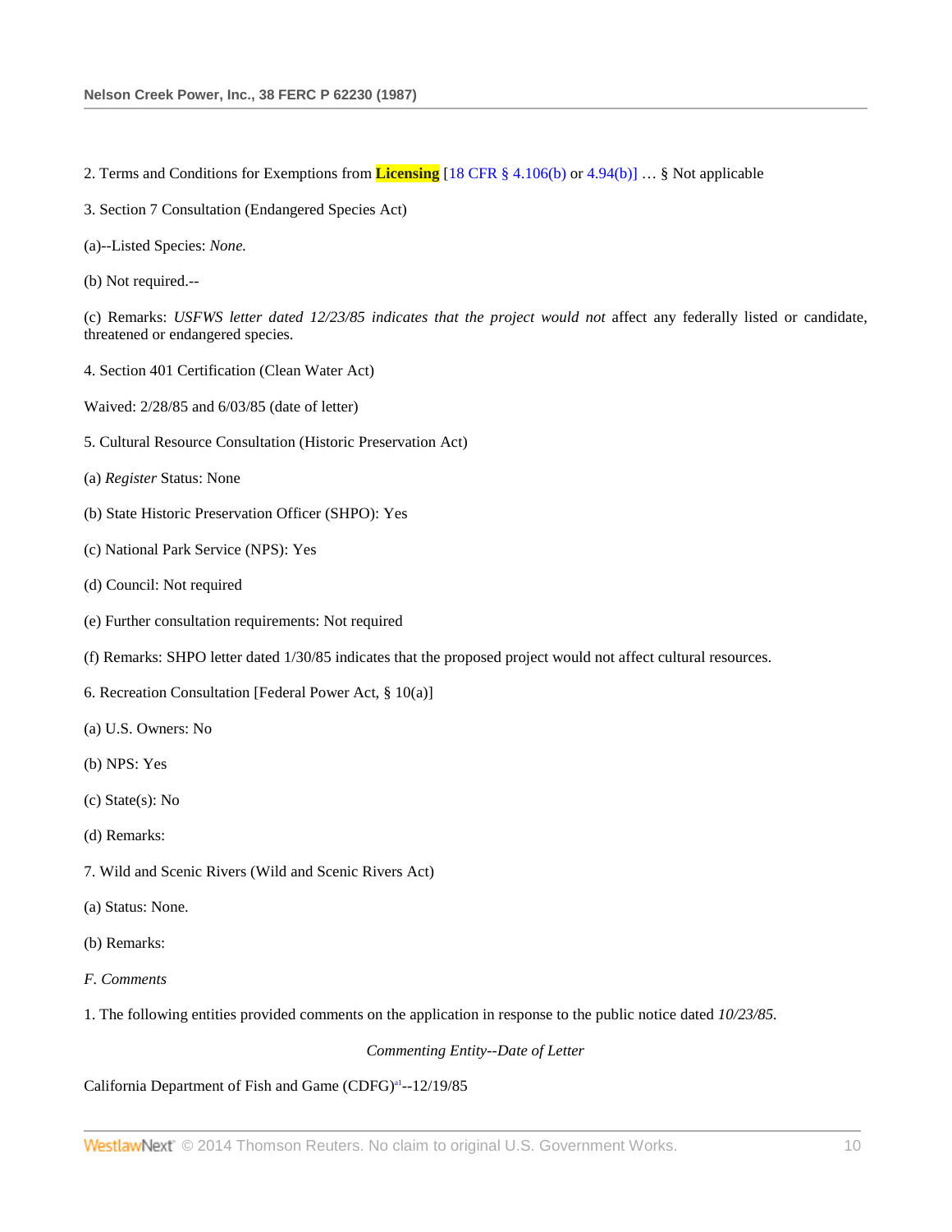2. Terms and Conditions for Exemptions from **Licensing** [18 CFR § 4.106(b) or 4.94(b)] … § Not applicable

3. Section 7 Consultation (Endangered Species Act)

(a)--Listed Species: *None.*

(b) Not required.--

(c) Remarks: *USFWS letter dated 12/23/85 indicates that the project would not* affect any federally listed or candidate, threatened or endangered species.

4. Section 401 Certification (Clean Water Act)

Waived: 2/28/85 and 6/03/85 (date of letter)

5. Cultural Resource Consultation (Historic Preservation Act)

(a) *Register* Status: None

(b) State Historic Preservation Officer (SHPO): Yes

(c) National Park Service (NPS): Yes

(d) Council: Not required

(e) Further consultation requirements: Not required

(f) Remarks: SHPO letter dated 1/30/85 indicates that the proposed project would not affect cultural resources.

6. Recreation Consultation [Federal Power Act, § 10(a)]

(a) U.S. Owners: No

(b) NPS: Yes

(c) State(s): No

(d) Remarks:

7. Wild and Scenic Rivers (Wild and Scenic Rivers Act)

(a) Status: None.

(b) Remarks:

*F. Comments*

1. The following entities provided comments on the application in response to the public notice dated *10/23/85.*

*Commenting Entity--Date of Letter*

California Department of Fish and Game (CDFG)[a1]--12/19/85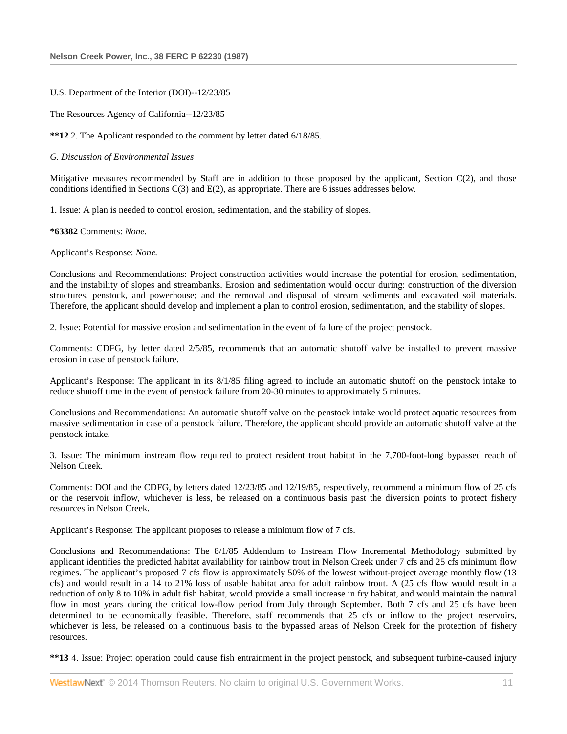U.S. Department of the Interior (DOI)--12/23/85

The Resources Agency of California--12/23/85

**\*\*12** 2. The Applicant responded to the comment by letter dated 6/18/85.

*G. Discussion of Environmental Issues*

Mitigative measures recommended by Staff are in addition to those proposed by the applicant, Section C(2), and those conditions identified in Sections C(3) and E(2), as appropriate. There are 6 issues addresses below.

1. Issue: A plan is needed to control erosion, sedimentation, and the stability of slopes.

**\*63382** Comments: *None.*

Applicant's Response: *None.*

Conclusions and Recommendations: Project construction activities would increase the potential for erosion, sedimentation, and the instability of slopes and streambanks. Erosion and sedimentation would occur during: construction of the diversion structures, penstock, and powerhouse; and the removal and disposal of stream sediments and excavated soil materials. Therefore, the applicant should develop and implement a plan to control erosion, sedimentation, and the stability of slopes.

2. Issue: Potential for massive erosion and sedimentation in the event of failure of the project penstock.

Comments: CDFG, by letter dated 2/5/85, recommends that an automatic shutoff valve be installed to prevent massive erosion in case of penstock failure.

Applicant's Response: The applicant in its 8/1/85 filing agreed to include an automatic shutoff on the penstock intake to reduce shutoff time in the event of penstock failure from 20-30 minutes to approximately 5 minutes.

Conclusions and Recommendations: An automatic shutoff valve on the penstock intake would protect aquatic resources from massive sedimentation in case of a penstock failure. Therefore, the applicant should provide an automatic shutoff valve at the penstock intake.

3. Issue: The minimum instream flow required to protect resident trout habitat in the 7,700-foot-long bypassed reach of Nelson Creek.

Comments: DOI and the CDFG, by letters dated 12/23/85 and 12/19/85, respectively, recommend a minimum flow of 25 cfs or the reservoir inflow, whichever is less, be released on a continuous basis past the diversion points to protect fishery resources in Nelson Creek.

Applicant's Response: The applicant proposes to release a minimum flow of 7 cfs.

Conclusions and Recommendations: The 8/1/85 Addendum to Instream Flow Incremental Methodology submitted by applicant identifies the predicted habitat availability for rainbow trout in Nelson Creek under 7 cfs and 25 cfs minimum flow regimes. The applicant's proposed 7 cfs flow is approximately 50% of the lowest without-project average monthly flow (13 cfs) and would result in a 14 to 21% loss of usable habitat area for adult rainbow trout. A (25 cfs flow would result in a reduction of only 8 to 10% in adult fish habitat, would provide a small increase in fry habitat, and would maintain the natural flow in most years during the critical low-flow period from July through September. Both 7 cfs and 25 cfs have been determined to be economically feasible. Therefore, staff recommends that 25 cfs or inflow to the project reservoirs, whichever is less, be released on a continuous basis to the bypassed areas of Nelson Creek for the protection of fishery resources.

**\*\*13** 4. Issue: Project operation could cause fish entrainment in the project penstock, and subsequent turbine-caused injury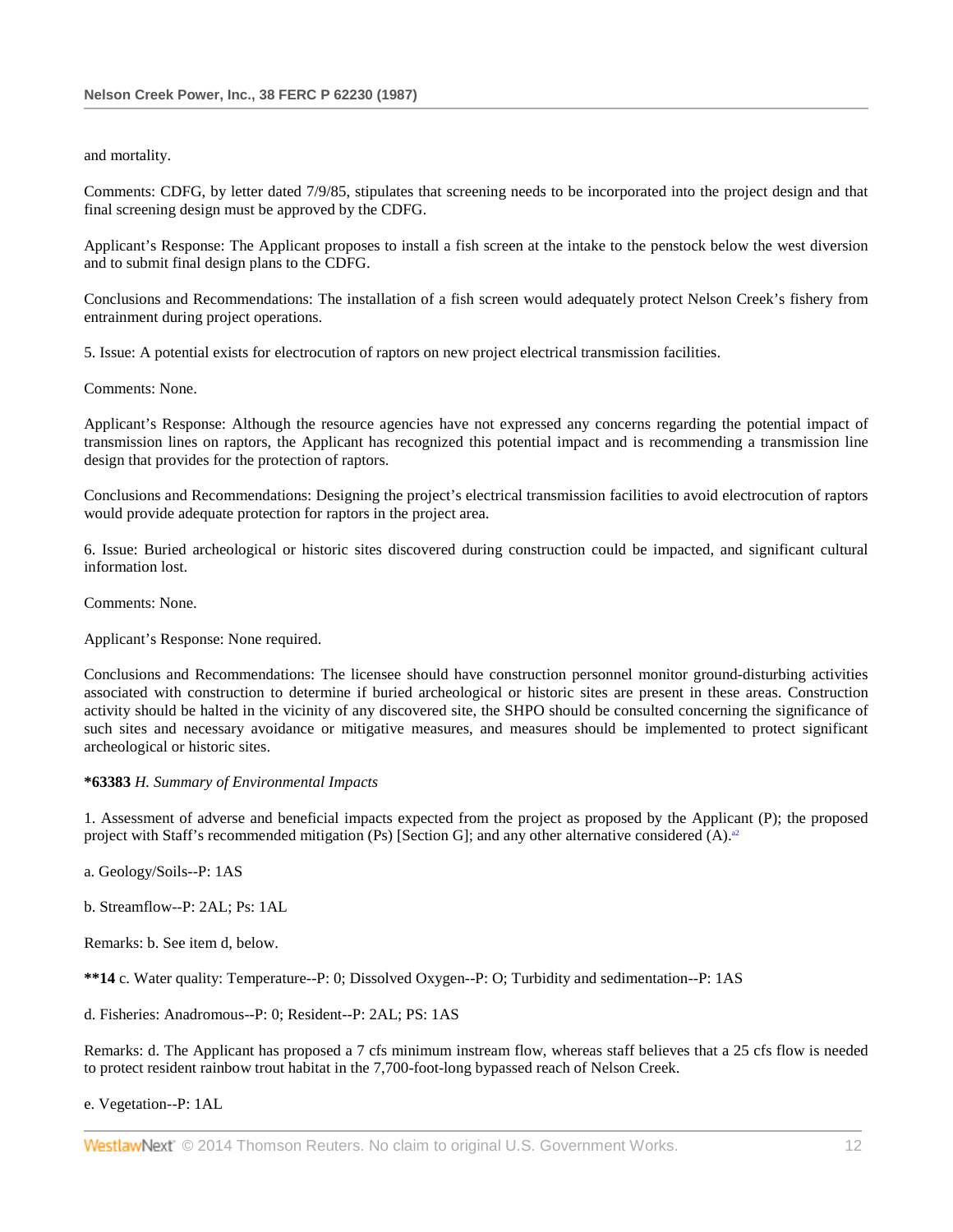and mortality.

Comments: CDFG, by letter dated 7/9/85, stipulates that screening needs to be incorporated into the project design and that final screening design must be approved by the CDFG.

Applicant's Response: The Applicant proposes to install a fish screen at the intake to the penstock below the west diversion and to submit final design plans to the CDFG.

Conclusions and Recommendations: The installation of a fish screen would adequately protect Nelson Creek's fishery from entrainment during project operations.

5. Issue: A potential exists for electrocution of raptors on new project electrical transmission facilities.

Comments: None.

Applicant's Response: Although the resource agencies have not expressed any concerns regarding the potential impact of transmission lines on raptors, the Applicant has recognized this potential impact and is recommending a transmission line design that provides for the protection of raptors.

Conclusions and Recommendations: Designing the project's electrical transmission facilities to avoid electrocution of raptors would provide adequate protection for raptors in the project area.

6. Issue: Buried archeological or historic sites discovered during construction could be impacted, and significant cultural information lost.

Comments: None.

Applicant's Response: None required.

Conclusions and Recommendations: The licensee should have construction personnel monitor ground-disturbing activities associated with construction to determine if buried archeological or historic sites are present in these areas. Construction activity should be halted in the vicinity of any discovered site, the SHPO should be consulted concerning the significance of such sites and necessary avoidance or mitigative measures, and measures should be implemented to protect significant archeological or historic sites.

**\*63383** *H. Summary of Environmental Impacts*

1. Assessment of adverse and beneficial impacts expected from the project as proposed by the Applicant (P); the proposed project with Staff's recommended mitigation (Ps) [Section G]; and any other alternative considered (A).[a2]

a. Geology/Soils--P: 1AS

b. Streamflow--P: 2AL; Ps: 1AL

Remarks: b. See item d, below.

**\*\*14** c. Water quality: Temperature--P: 0; Dissolved Oxygen--P: O; Turbidity and sedimentation--P: 1AS

d. Fisheries: Anadromous--P: 0; Resident--P: 2AL; PS: 1AS

Remarks: d. The Applicant has proposed a 7 cfs minimum instream flow, whereas staff believes that a 25 cfs flow is needed to protect resident rainbow trout habitat in the 7,700-foot-long bypassed reach of Nelson Creek.

e. Vegetation--P: 1AL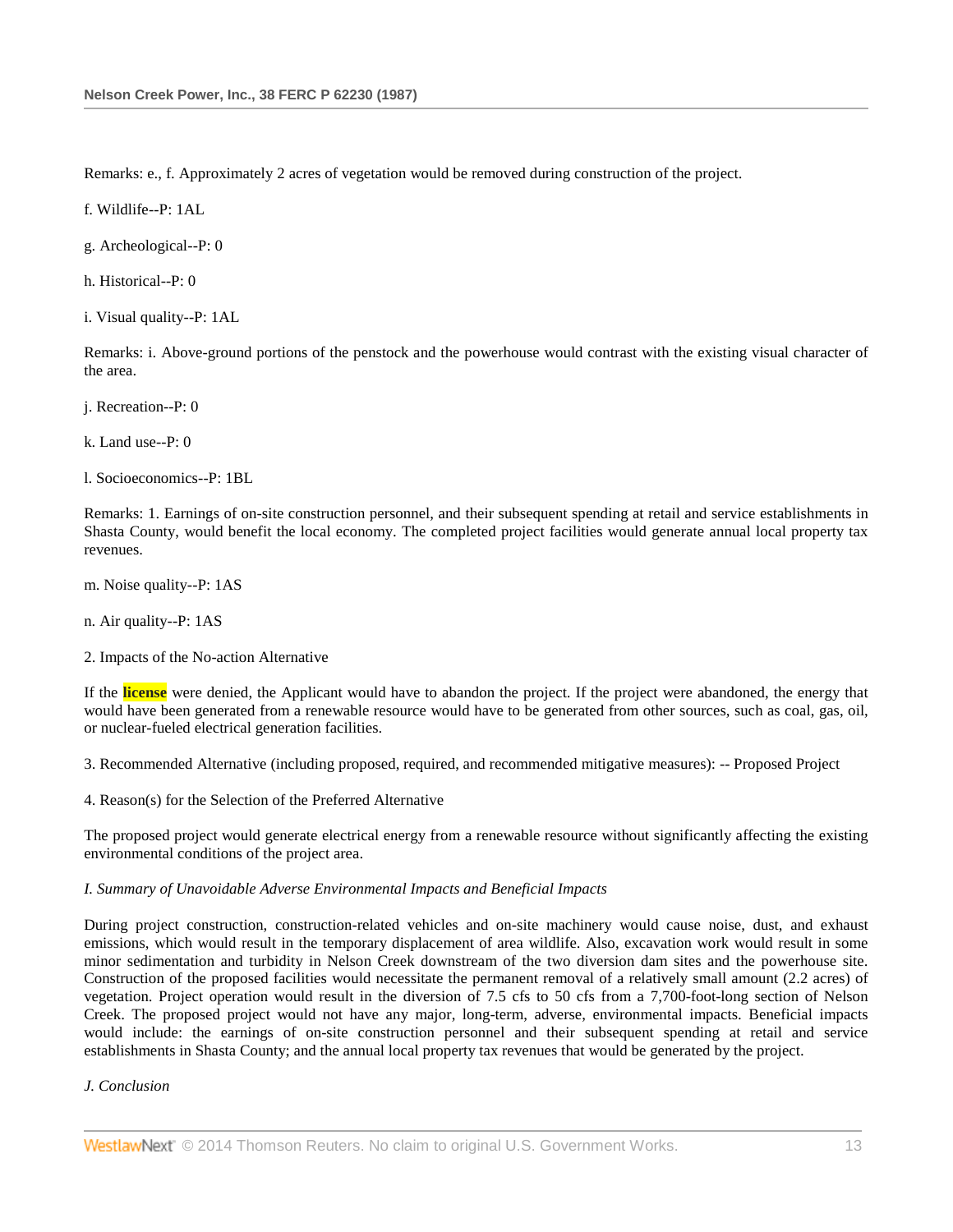Remarks: e., f. Approximately 2 acres of vegetation would be removed during construction of the project.

f. Wildlife--P: 1AL

g. Archeological--P: 0

h. Historical--P: 0

i. Visual quality--P: 1AL

Remarks: i. Above-ground portions of the penstock and the powerhouse would contrast with the existing visual character of the area.

j. Recreation--P: 0

k. Land use--P: 0

l. Socioeconomics--P: 1BL

Remarks: 1. Earnings of on-site construction personnel, and their subsequent spending at retail and service establishments in Shasta County, would benefit the local economy. The completed project facilities would generate annual local property tax revenues.

m. Noise quality--P: 1AS

n. Air quality--P: 1AS

2. Impacts of the No-action Alternative

If the **license** were denied, the Applicant would have to abandon the project. If the project were abandoned, the energy that would have been generated from a renewable resource would have to be generated from other sources, such as coal, gas, oil, or nuclear-fueled electrical generation facilities.

3. Recommended Alternative (including proposed, required, and recommended mitigative measures): -- Proposed Project

4. Reason(s) for the Selection of the Preferred Alternative

The proposed project would generate electrical energy from a renewable resource without significantly affecting the existing environmental conditions of the project area.

*I. Summary of Unavoidable Adverse Environmental Impacts and Beneficial Impacts*

During project construction, construction-related vehicles and on-site machinery would cause noise, dust, and exhaust emissions, which would result in the temporary displacement of area wildlife. Also, excavation work would result in some minor sedimentation and turbidity in Nelson Creek downstream of the two diversion dam sites and the powerhouse site. Construction of the proposed facilities would necessitate the permanent removal of a relatively small amount (2.2 acres) of vegetation. Project operation would result in the diversion of 7.5 cfs to 50 cfs from a 7,700-foot-long section of Nelson Creek. The proposed project would not have any major, long-term, adverse, environmental impacts. Beneficial impacts would include: the earnings of on-site construction personnel and their subsequent spending at retail and service establishments in Shasta County; and the annual local property tax revenues that would be generated by the project.

*J. Conclusion*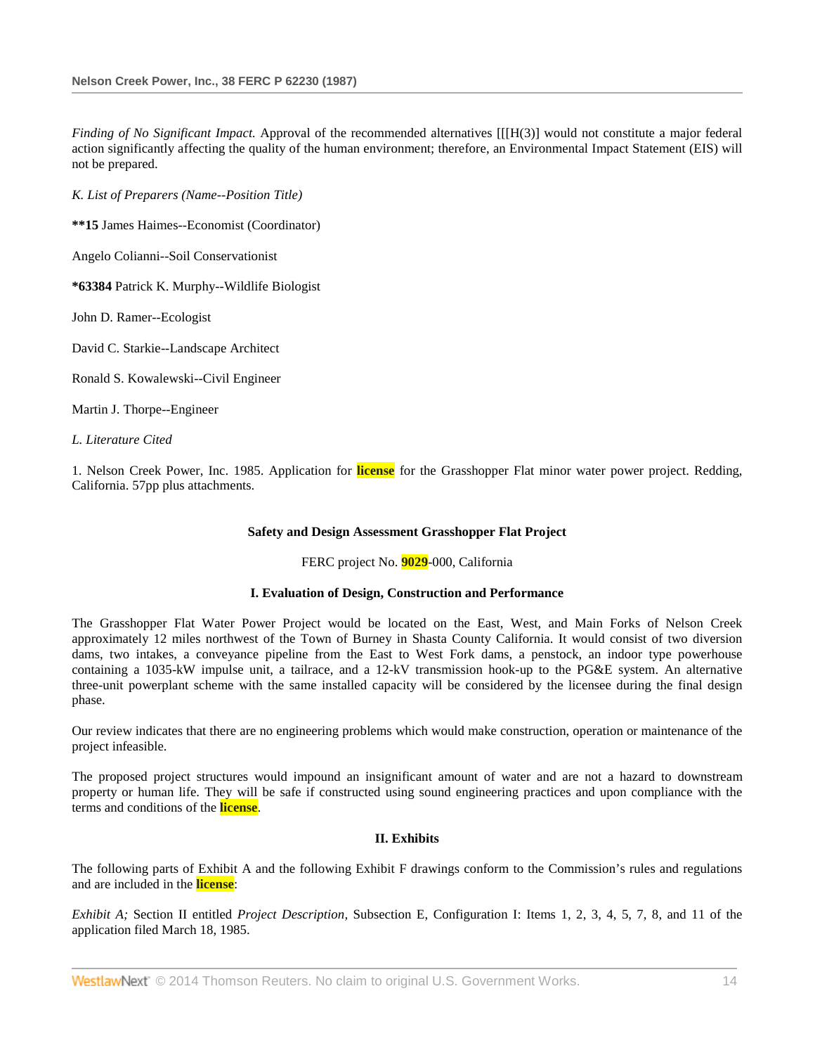*Finding of No Significant Impact.* Approval of the recommended alternatives [[[H(3)] would not constitute a major federal action significantly affecting the quality of the human environment; therefore, an Environmental Impact Statement (EIS) will not be prepared.

*K. List of Preparers (Name--Position Title)*

**\*\*15** James Haimes--Economist (Coordinator)

Angelo Colianni--Soil Conservationist

**\*63384** Patrick K. Murphy--Wildlife Biologist

John D. Ramer--Ecologist

David C. Starkie--Landscape Architect

Ronald S. Kowalewski--Civil Engineer

Martin J. Thorpe--Engineer

*L. Literature Cited*

1. Nelson Creek Power, Inc. 1985. Application for **license** for the Grasshopper Flat minor water power project. Redding, California. 57pp plus attachments.

**Safety and Design Assessment Grasshopper Flat Project**

FERC project No. **9029**-000, California

**I. Evaluation of Design, Construction and Performance**

The Grasshopper Flat Water Power Project would be located on the East, West, and Main Forks of Nelson Creek approximately 12 miles northwest of the Town of Burney in Shasta County California. It would consist of two diversion dams, two intakes, a conveyance pipeline from the East to West Fork dams, a penstock, an indoor type powerhouse containing a 1035-kW impulse unit, a tailrace, and a 12-kV transmission hook-up to the PG&E system. An alternative three-unit powerplant scheme with the same installed capacity will be considered by the licensee during the final design phase.

Our review indicates that there are no engineering problems which would make construction, operation or maintenance of the project infeasible.

The proposed project structures would impound an insignificant amount of water and are not a hazard to downstream property or human life. They will be safe if constructed using sound engineering practices and upon compliance with the terms and conditions of the **license**.

**II. Exhibits**

The following parts of Exhibit A and the following Exhibit F drawings conform to the Commission's rules and regulations and are included in the **license**:

*Exhibit A;* Section II entitled *Project Description,* Subsection E, Configuration I: Items 1, 2, 3, 4, 5, 7, 8, and 11 of the application filed March 18, 1985.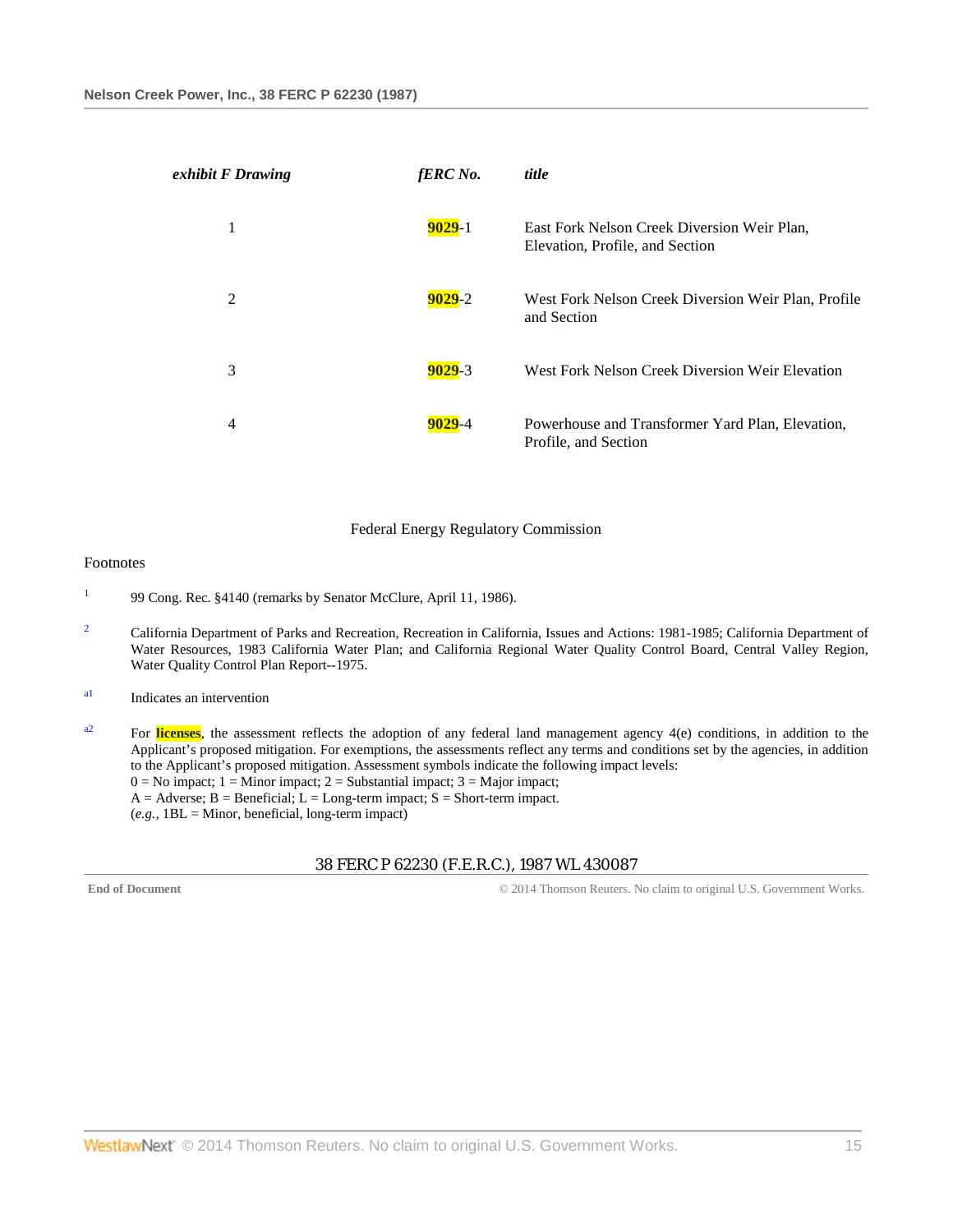| *exhibit F Drawing* | *fERC No.* | *title* |
|---|---|---|
| 1 | 9029-1 | East Fork Nelson Creek Diversion Weir Plan, Elevation, Profile, and Section |
| 2 | 9029-2 | West Fork Nelson Creek Diversion Weir Plan, Profile and Section |
| 3 | 9029-3 | West Fork Nelson Creek Diversion Weir Elevation |
| 4 | 9029-4 | Powerhouse and Transformer Yard Plan, Elevation, Profile, and Section |

Federal Energy Regulatory Commission

Footnotes

1 99 Cong. Rec. §4140 (remarks by Senator McClure, April 11, 1986).

2 California Department of Parks and Recreation, Recreation in California, Issues and Actions: 1981-1985; California Department of Water Resources, 1983 California Water Plan; and California Regional Water Quality Control Board, Central Valley Region, Water Quality Control Plan Report--1975.

a1 Indicates an intervention

a2 For licenses, the assessment reflects the adoption of any federal land management agency 4(e) conditions, in addition to the Applicant's proposed mitigation. For exemptions, the assessments reflect any terms and conditions set by the agencies, in addition to the Applicant's proposed mitigation. Assessment symbols indicate the following impact levels:
0 = No impact; 1 = Minor impact; 2 = Substantial impact; 3 = Major impact;
A = Adverse; B = Beneficial; L = Long-term impact; S = Short-term impact.
(*e.g.*, 1BL = Minor, beneficial, long-term impact)

38 FERC P 62230 (F.E.R.C.), 1987 WL 430087

**End of Document** © 2014 Thomson Reuters. No claim to original U.S. Government Works.